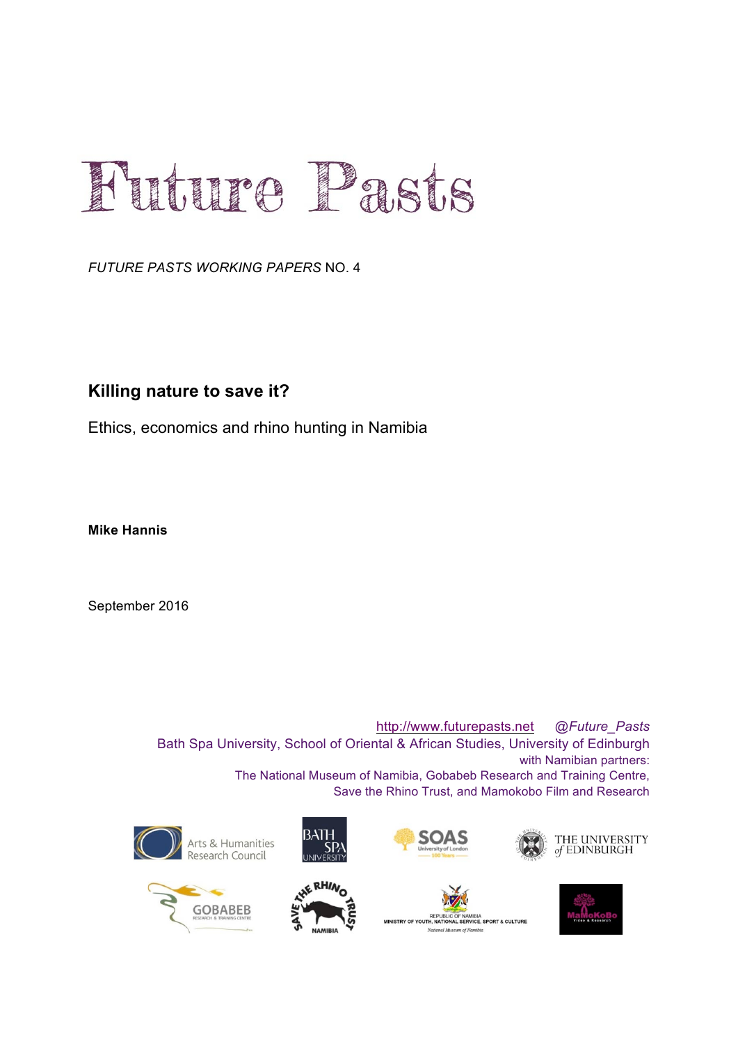# Future Pasts

*FUTURE PASTS WORKING PAPERS* NO. 4

## Killing nature to save it?

Ethics, economics and rhino hunting in Namibia

**Mike Hannis**

September 2016

http://www.futurepasts.net *@Future_Pasts*

Bath Spa University, School of Oriental & African Studies, University of Edinburgh
with Namibian partners:
The National Museum of Namibia, Gobabeb Research and Training Centre,
Save the Rhino Trust, and Mamokobo Film and Research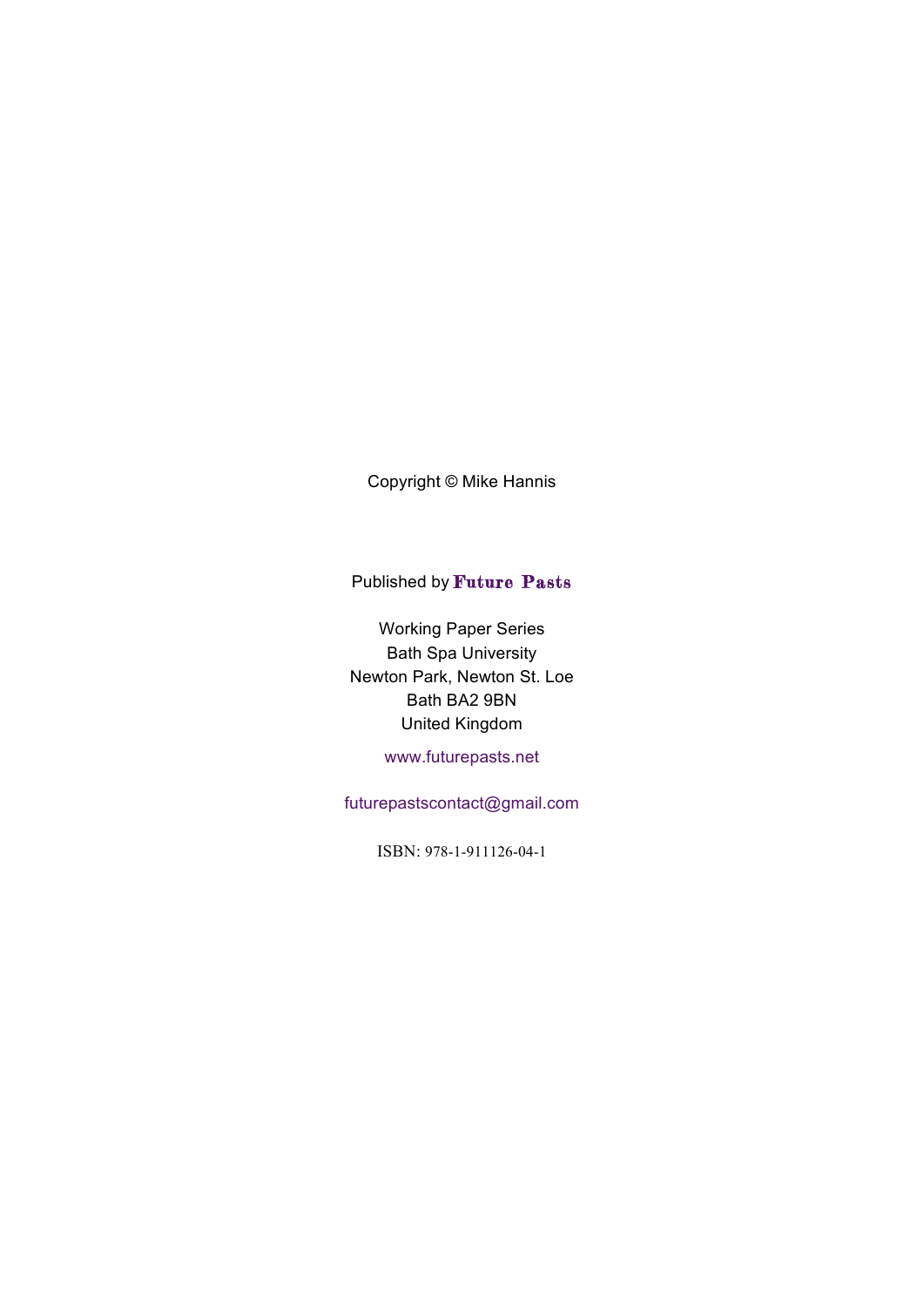Copyright © Mike Hannis

Published by **Future Pasts**

Working Paper Series
Bath Spa University
Newton Park, Newton St. Loe
Bath BA2 9BN
United Kingdom

www.futurepasts.net

futurepastscontact@gmail.com

ISBN: 978-1-911126-04-1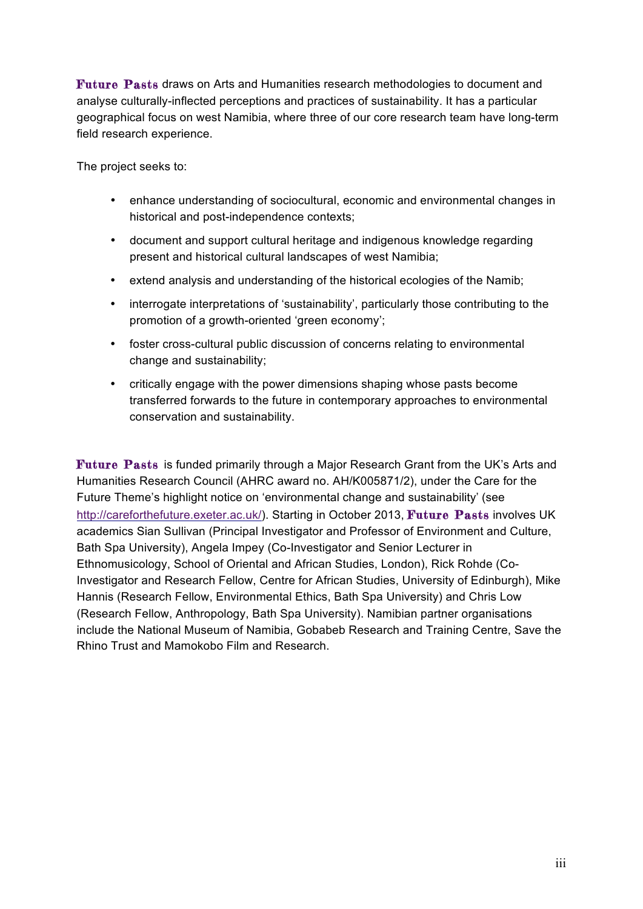**Future Pasts** draws on Arts and Humanities research methodologies to document and analyse culturally-inflected perceptions and practices of sustainability. It has a particular geographical focus on west Namibia, where three of our core research team have long-term field research experience.

The project seeks to:

- enhance understanding of sociocultural, economic and environmental changes in historical and post-independence contexts;
- document and support cultural heritage and indigenous knowledge regarding present and historical cultural landscapes of west Namibia;
- extend analysis and understanding of the historical ecologies of the Namib;
- interrogate interpretations of 'sustainability', particularly those contributing to the promotion of a growth-oriented 'green economy';
- foster cross-cultural public discussion of concerns relating to environmental change and sustainability;
- critically engage with the power dimensions shaping whose pasts become transferred forwards to the future in contemporary approaches to environmental conservation and sustainability.

**Future Pasts** is funded primarily through a Major Research Grant from the UK's Arts and Humanities Research Council (AHRC award no. AH/K005871/2), under the Care for the Future Theme's highlight notice on 'environmental change and sustainability' (see http://careforthefuture.exeter.ac.uk/). Starting in October 2013, **Future Pasts** involves UK academics Sian Sullivan (Principal Investigator and Professor of Environment and Culture, Bath Spa University), Angela Impey (Co-Investigator and Senior Lecturer in Ethnomusicology, School of Oriental and African Studies, London), Rick Rohde (Co-Investigator and Research Fellow, Centre for African Studies, University of Edinburgh), Mike Hannis (Research Fellow, Environmental Ethics, Bath Spa University) and Chris Low (Research Fellow, Anthropology, Bath Spa University). Namibian partner organisations include the National Museum of Namibia, Gobabeb Research and Training Centre, Save the Rhino Trust and Mamokobo Film and Research.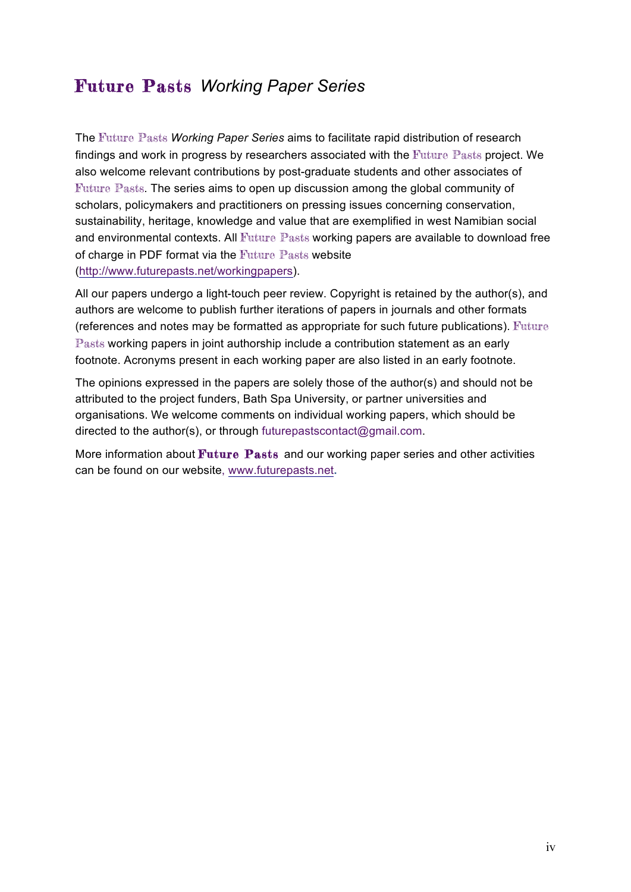# **Future Pasts** *Working Paper Series*

The Future Pasts *Working Paper Series* aims to facilitate rapid distribution of research findings and work in progress by researchers associated with the Future Pasts project. We also welcome relevant contributions by post-graduate students and other associates of Future Pasts. The series aims to open up discussion among the global community of scholars, policymakers and practitioners on pressing issues concerning conservation, sustainability, heritage, knowledge and value that are exemplified in west Namibian social and environmental contexts. All Future Pasts working papers are available to download free of charge in PDF format via the Future Pasts website (http://www.futurepasts.net/workingpapers).

All our papers undergo a light-touch peer review. Copyright is retained by the author(s), and authors are welcome to publish further iterations of papers in journals and other formats (references and notes may be formatted as appropriate for such future publications). Future Pasts working papers in joint authorship include a contribution statement as an early footnote. Acronyms present in each working paper are also listed in an early footnote.

The opinions expressed in the papers are solely those of the author(s) and should not be attributed to the project funders, Bath Spa University, or partner universities and organisations. We welcome comments on individual working papers, which should be directed to the author(s), or through futurepastscontact@gmail.com.

More information about **Future Pasts** and our working paper series and other activities can be found on our website, www.futurepasts.net.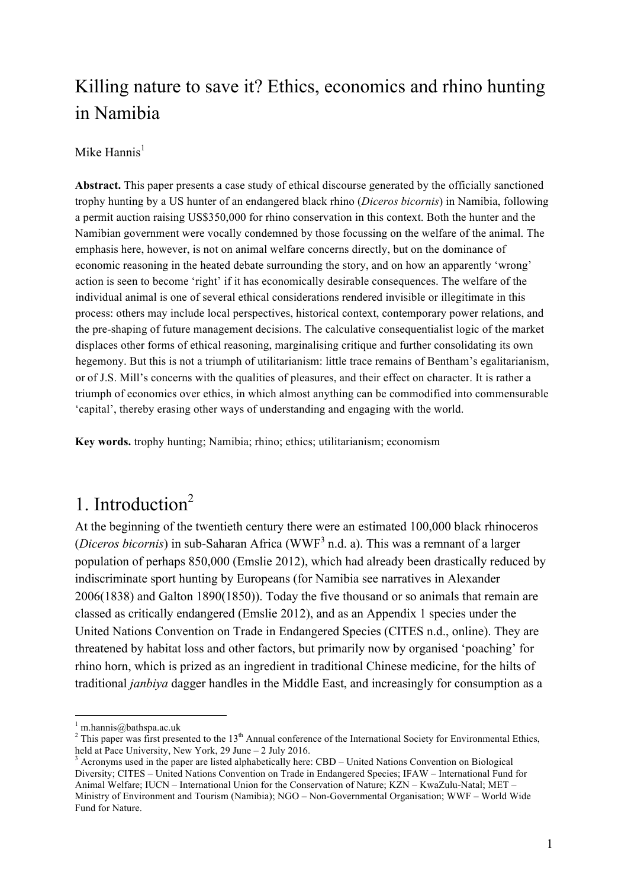# Killing nature to save it? Ethics, economics and rhino hunting in Namibia

Mike Hannis[1]

**Abstract.** This paper presents a case study of ethical discourse generated by the officially sanctioned trophy hunting by a US hunter of an endangered black rhino (*Diceros bicornis*) in Namibia, following a permit auction raising US$350,000 for rhino conservation in this context. Both the hunter and the Namibian government were vocally condemned by those focussing on the welfare of the animal. The emphasis here, however, is not on animal welfare concerns directly, but on the dominance of economic reasoning in the heated debate surrounding the story, and on how an apparently 'wrong' action is seen to become 'right' if it has economically desirable consequences. The welfare of the individual animal is one of several ethical considerations rendered invisible or illegitimate in this process: others may include local perspectives, historical context, contemporary power relations, and the pre-shaping of future management decisions. The calculative consequentialist logic of the market displaces other forms of ethical reasoning, marginalising critique and further consolidating its own hegemony. But this is not a triumph of utilitarianism: little trace remains of Bentham's egalitarianism, or of J.S. Mill's concerns with the qualities of pleasures, and their effect on character. It is rather a triumph of economics over ethics, in which almost anything can be commodified into commensurable 'capital', thereby erasing other ways of understanding and engaging with the world.

**Key words.** trophy hunting; Namibia; rhino; ethics; utilitarianism; economism

# 1. Introduction[2]

At the beginning of the twentieth century there were an estimated 100,000 black rhinoceros (*Diceros bicornis*) in sub-Saharan Africa (WWF[3] n.d. a). This was a remnant of a larger population of perhaps 850,000 (Emslie 2012), which had already been drastically reduced by indiscriminate sport hunting by Europeans (for Namibia see narratives in Alexander 2006(1838) and Galton 1890(1850)). Today the five thousand or so animals that remain are classed as critically endangered (Emslie 2012), and as an Appendix 1 species under the United Nations Convention on Trade in Endangered Species (CITES n.d., online). They are threatened by habitat loss and other factors, but primarily now by organised 'poaching' for rhino horn, which is prized as an ingredient in traditional Chinese medicine, for the hilts of traditional *janbiya* dagger handles in the Middle East, and increasingly for consumption as a

---

[1] m.hannis@bathspa.ac.uk

[2] This paper was first presented to the 13th Annual conference of the International Society for Environmental Ethics, held at Pace University, New York, 29 June – 2 July 2016.

[3] Acronyms used in the paper are listed alphabetically here: CBD – United Nations Convention on Biological Diversity; CITES – United Nations Convention on Trade in Endangered Species; IFAW – International Fund for Animal Welfare; IUCN – International Union for the Conservation of Nature; KZN – KwaZulu-Natal; MET – Ministry of Environment and Tourism (Namibia); NGO – Non-Governmental Organisation; WWF – World Wide Fund for Nature.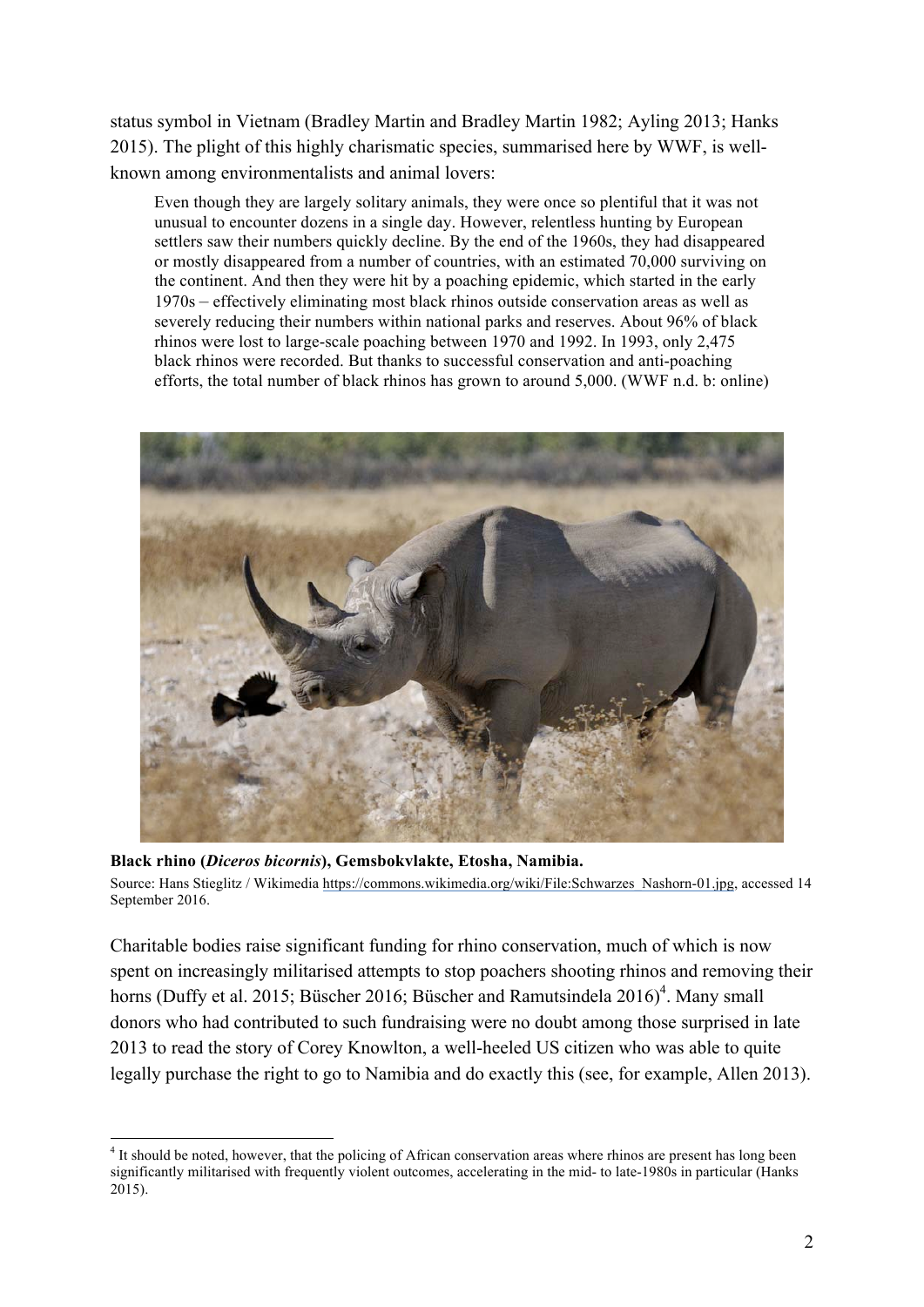status symbol in Vietnam (Bradley Martin and Bradley Martin 1982; Ayling 2013; Hanks 2015). The plight of this highly charismatic species, summarised here by WWF, is well-known among environmentalists and animal lovers:

> Even though they are largely solitary animals, they were once so plentiful that it was not unusual to encounter dozens in a single day. However, relentless hunting by European settlers saw their numbers quickly decline. By the end of the 1960s, they had disappeared or mostly disappeared from a number of countries, with an estimated 70,000 surviving on the continent. And then they were hit by a poaching epidemic, which started in the early 1970s – effectively eliminating most black rhinos outside conservation areas as well as severely reducing their numbers within national parks and reserves. About 96% of black rhinos were lost to large-scale poaching between 1970 and 1992. In 1993, only 2,475 black rhinos were recorded. But thanks to successful conservation and anti-poaching efforts, the total number of black rhinos has grown to around 5,000. (WWF n.d. b: online)

**Black rhino (*Diceros bicornis*), Gemsbokvlakte, Etosha, Namibia.**
Source: Hans Stieglitz / Wikimedia https://commons.wikimedia.org/wiki/File:Schwarzes_Nashorn-01.jpg, accessed 14 September 2016.

Charitable bodies raise significant funding for rhino conservation, much of which is now spent on increasingly militarised attempts to stop poachers shooting rhinos and removing their horns (Duffy et al. 2015; Büscher 2016; Büscher and Ramutsindela 2016)[4]. Many small donors who had contributed to such fundraising were no doubt among those surprised in late 2013 to read the story of Corey Knowlton, a well-heeled US citizen who was able to quite legally purchase the right to go to Namibia and do exactly this (see, for example, Allen 2013).

[4] It should be noted, however, that the policing of African conservation areas where rhinos are present has long been significantly militarised with frequently violent outcomes, accelerating in the mid- to late-1980s in particular (Hanks 2015).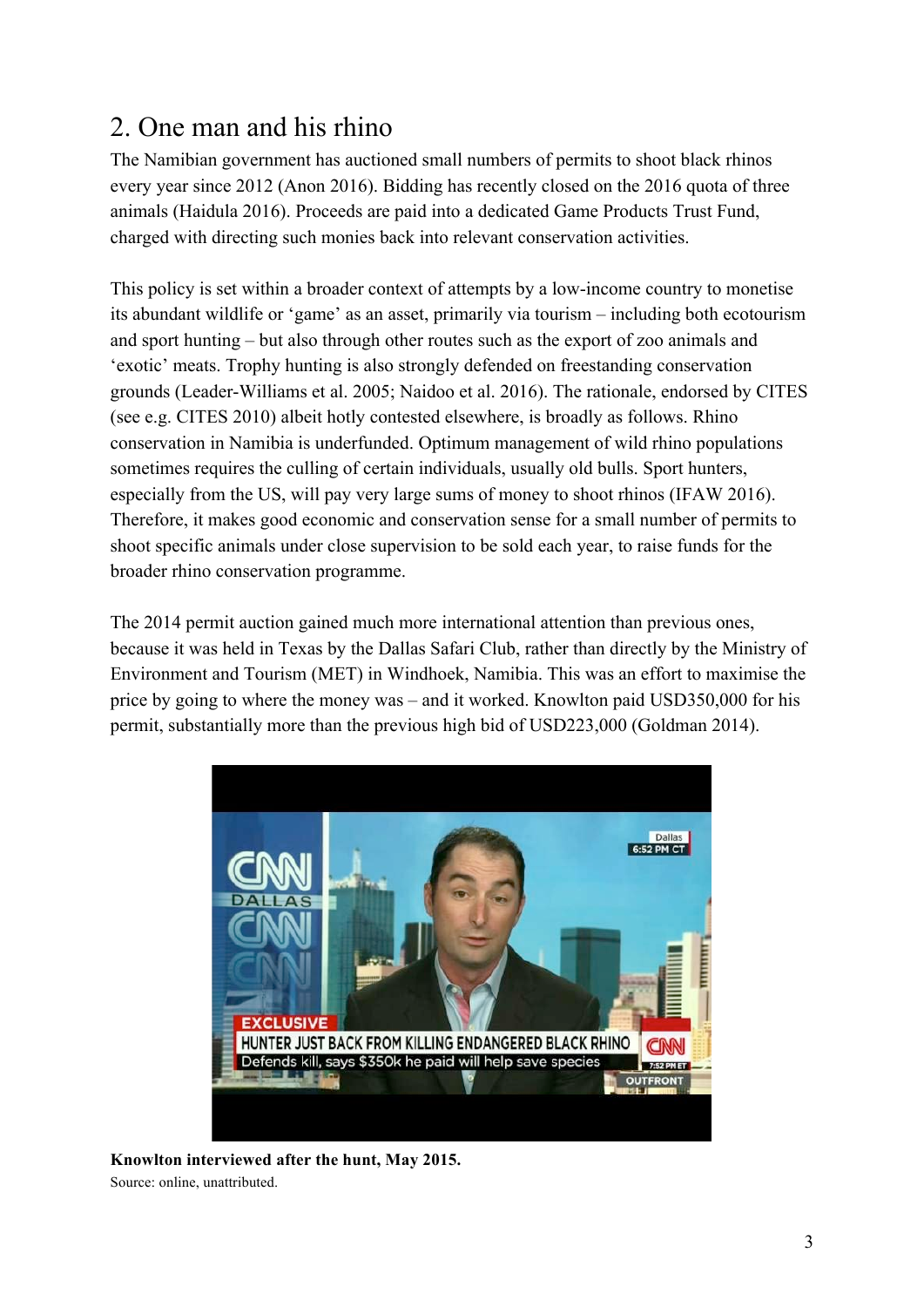## 2. One man and his rhino

The Namibian government has auctioned small numbers of permits to shoot black rhinos every year since 2012 (Anon 2016). Bidding has recently closed on the 2016 quota of three animals (Haidula 2016). Proceeds are paid into a dedicated Game Products Trust Fund, charged with directing such monies back into relevant conservation activities.

This policy is set within a broader context of attempts by a low-income country to monetise its abundant wildlife or 'game' as an asset, primarily via tourism – including both ecotourism and sport hunting – but also through other routes such as the export of zoo animals and 'exotic' meats. Trophy hunting is also strongly defended on freestanding conservation grounds (Leader-Williams et al. 2005; Naidoo et al. 2016). The rationale, endorsed by CITES (see e.g. CITES 2010) albeit hotly contested elsewhere, is broadly as follows. Rhino conservation in Namibia is underfunded. Optimum management of wild rhino populations sometimes requires the culling of certain individuals, usually old bulls. Sport hunters, especially from the US, will pay very large sums of money to shoot rhinos (IFAW 2016). Therefore, it makes good economic and conservation sense for a small number of permits to shoot specific animals under close supervision to be sold each year, to raise funds for the broader rhino conservation programme.

The 2014 permit auction gained much more international attention than previous ones, because it was held in Texas by the Dallas Safari Club, rather than directly by the Ministry of Environment and Tourism (MET) in Windhoek, Namibia. This was an effort to maximise the price by going to where the money was – and it worked. Knowlton paid USD350,000 for his permit, substantially more than the previous high bid of USD223,000 (Goldman 2014).

**Knowlton interviewed after the hunt, May 2015.**
Source: online, unattributed.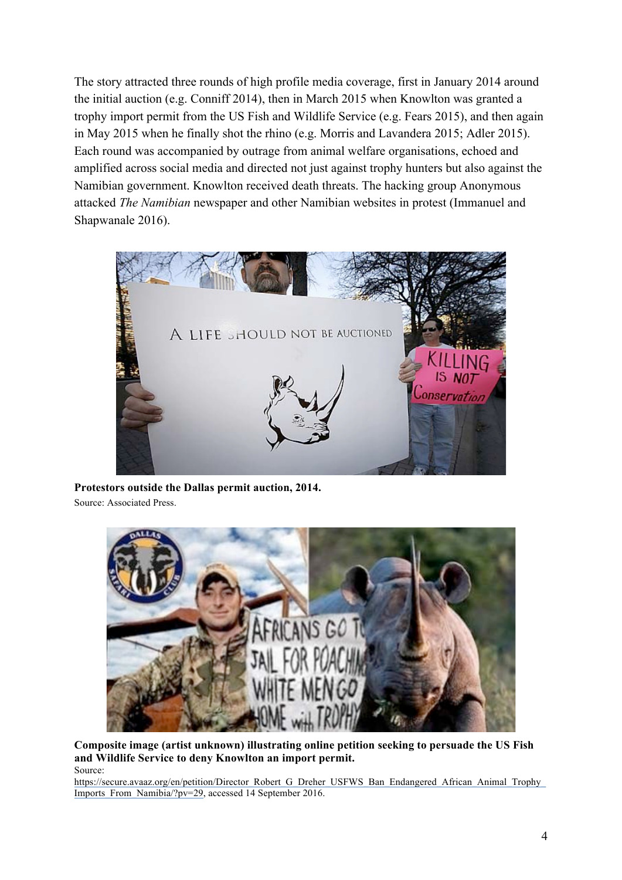The story attracted three rounds of high profile media coverage, first in January 2014 around the initial auction (e.g. Conniff 2014), then in March 2015 when Knowlton was granted a trophy import permit from the US Fish and Wildlife Service (e.g. Fears 2015), and then again in May 2015 when he finally shot the rhino (e.g. Morris and Lavandera 2015; Adler 2015). Each round was accompanied by outrage from animal welfare organisations, echoed and amplified across social media and directed not just against trophy hunters but also against the Namibian government. Knowlton received death threats. The hacking group Anonymous attacked *The Namibian* newspaper and other Namibian websites in protest (Immanuel and Shapwanale 2016).

**Protestors outside the Dallas permit auction, 2014.**
Source: Associated Press.

**Composite image (artist unknown) illustrating online petition seeking to persuade the US Fish and Wildlife Service to deny Knowlton an import permit.**
Source: https://secure.avaaz.org/en/petition/Director_Robert_G_Dreher_USFWS_Ban_Endangered_African_Animal_Trophy_Imports_From_Namibia/?pv=29, accessed 14 September 2016.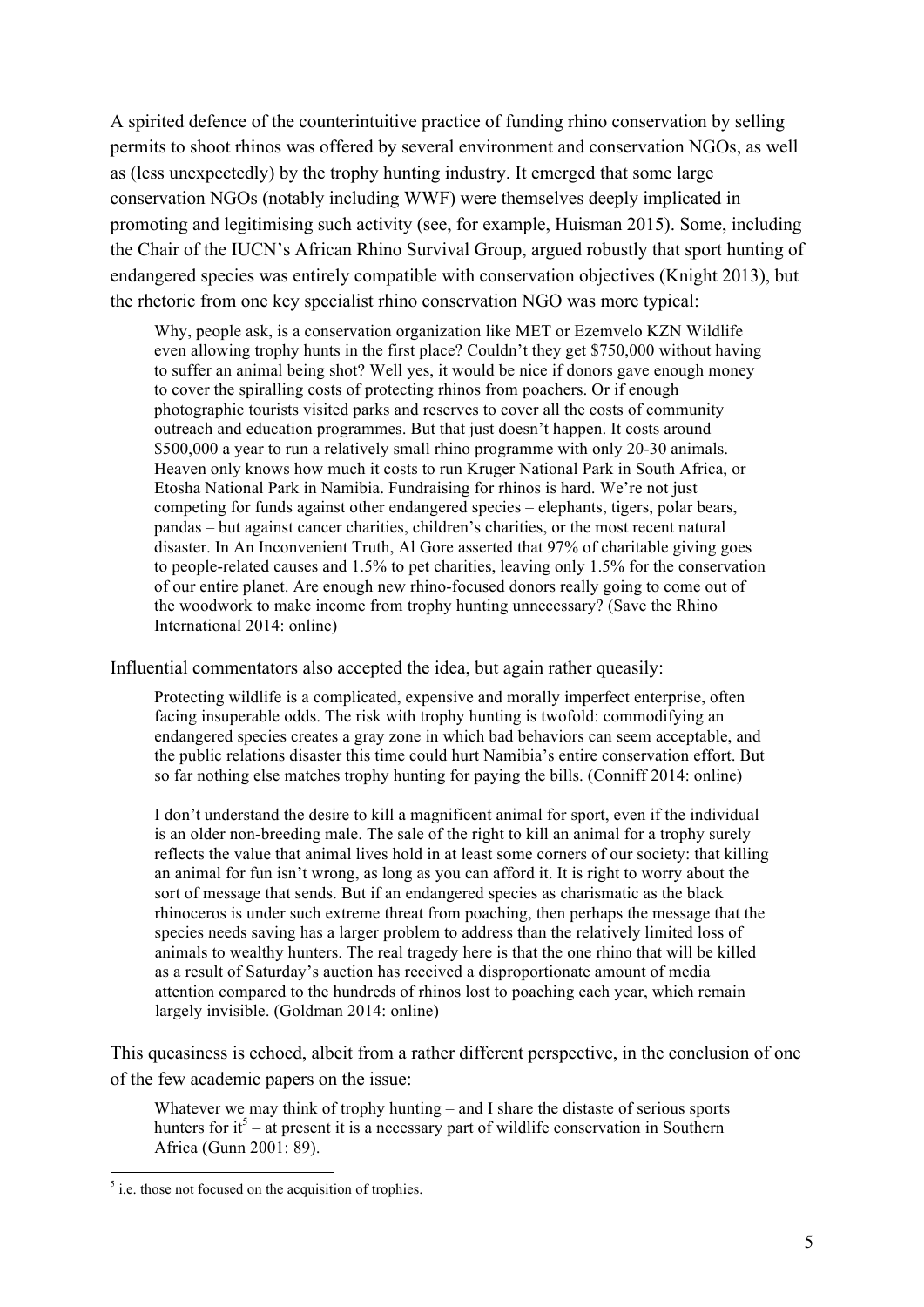A spirited defence of the counterintuitive practice of funding rhino conservation by selling permits to shoot rhinos was offered by several environment and conservation NGOs, as well as (less unexpectedly) by the trophy hunting industry. It emerged that some large conservation NGOs (notably including WWF) were themselves deeply implicated in promoting and legitimising such activity (see, for example, Huisman 2015). Some, including the Chair of the IUCN's African Rhino Survival Group, argued robustly that sport hunting of endangered species was entirely compatible with conservation objectives (Knight 2013), but the rhetoric from one key specialist rhino conservation NGO was more typical:

> Why, people ask, is a conservation organization like MET or Ezemvelo KZN Wildlife even allowing trophy hunts in the first place? Couldn't they get $750,000 without having to suffer an animal being shot? Well yes, it would be nice if donors gave enough money to cover the spiralling costs of protecting rhinos from poachers. Or if enough photographic tourists visited parks and reserves to cover all the costs of community outreach and education programmes. But that just doesn't happen. It costs around $500,000 a year to run a relatively small rhino programme with only 20-30 animals. Heaven only knows how much it costs to run Kruger National Park in South Africa, or Etosha National Park in Namibia. Fundraising for rhinos is hard. We're not just competing for funds against other endangered species – elephants, tigers, polar bears, pandas – but against cancer charities, children's charities, or the most recent natural disaster. In An Inconvenient Truth, Al Gore asserted that 97% of charitable giving goes to people-related causes and 1.5% to pet charities, leaving only 1.5% for the conservation of our entire planet. Are enough new rhino-focused donors really going to come out of the woodwork to make income from trophy hunting unnecessary? (Save the Rhino International 2014: online)

Influential commentators also accepted the idea, but again rather queasily:

> Protecting wildlife is a complicated, expensive and morally imperfect enterprise, often facing insuperable odds. The risk with trophy hunting is twofold: commodifying an endangered species creates a gray zone in which bad behaviors can seem acceptable, and the public relations disaster this time could hurt Namibia's entire conservation effort. But so far nothing else matches trophy hunting for paying the bills. (Conniff 2014: online)

> I don't understand the desire to kill a magnificent animal for sport, even if the individual is an older non-breeding male. The sale of the right to kill an animal for a trophy surely reflects the value that animal lives hold in at least some corners of our society: that killing an animal for fun isn't wrong, as long as you can afford it. It is right to worry about the sort of message that sends. But if an endangered species as charismatic as the black rhinoceros is under such extreme threat from poaching, then perhaps the message that the species needs saving has a larger problem to address than the relatively limited loss of animals to wealthy hunters. The real tragedy here is that the one rhino that will be killed as a result of Saturday's auction has received a disproportionate amount of media attention compared to the hundreds of rhinos lost to poaching each year, which remain largely invisible. (Goldman 2014: online)

This queasiness is echoed, albeit from a rather different perspective, in the conclusion of one of the few academic papers on the issue:

> Whatever we may think of trophy hunting – and I share the distaste of serious sports hunters for it[5] – at present it is a necessary part of wildlife conservation in Southern Africa (Gunn 2001: 89).

[5] i.e. those not focused on the acquisition of trophies.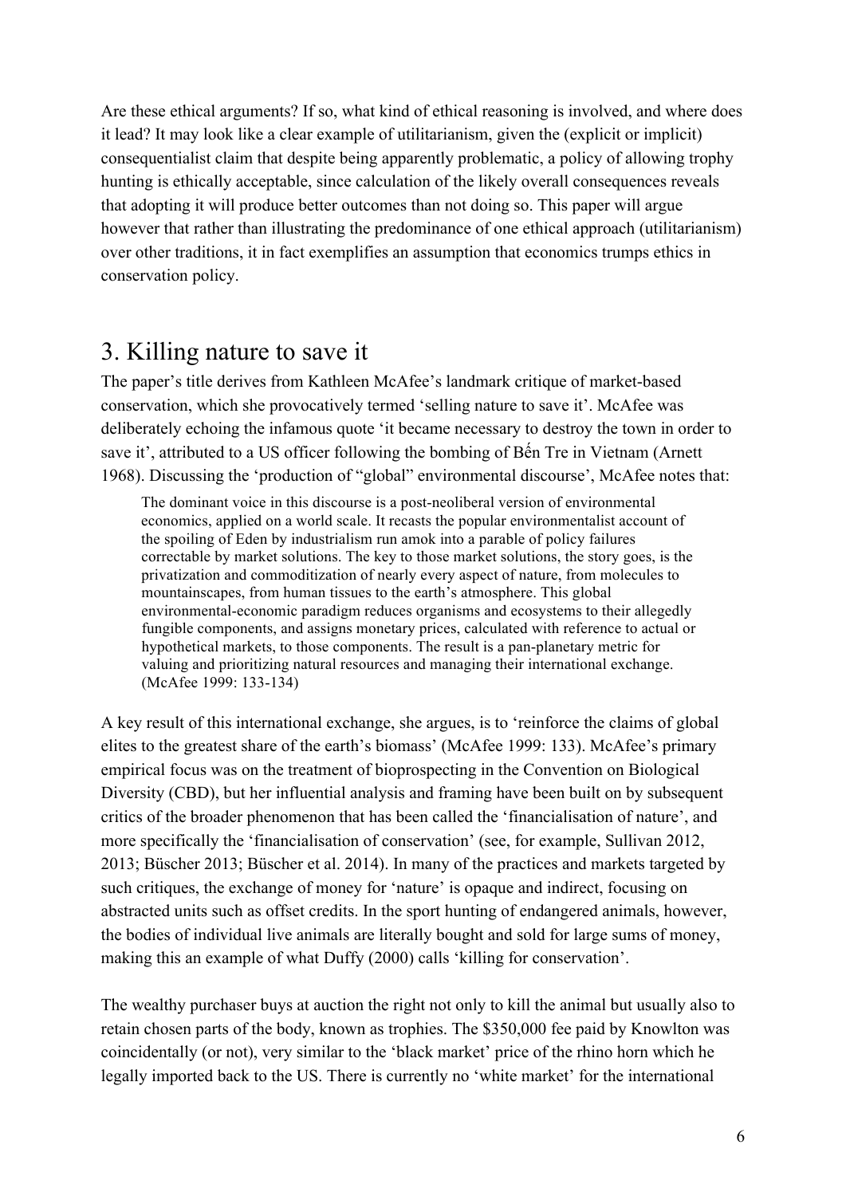Are these ethical arguments? If so, what kind of ethical reasoning is involved, and where does it lead? It may look like a clear example of utilitarianism, given the (explicit or implicit) consequentialist claim that despite being apparently problematic, a policy of allowing trophy hunting is ethically acceptable, since calculation of the likely overall consequences reveals that adopting it will produce better outcomes than not doing so. This paper will argue however that rather than illustrating the predominance of one ethical approach (utilitarianism) over other traditions, it in fact exemplifies an assumption that economics trumps ethics in conservation policy.

## 3. Killing nature to save it

The paper's title derives from Kathleen McAfee's landmark critique of market-based conservation, which she provocatively termed 'selling nature to save it'. McAfee was deliberately echoing the infamous quote 'it became necessary to destroy the town in order to save it', attributed to a US officer following the bombing of Bến Tre in Vietnam (Arnett 1968). Discussing the 'production of "global" environmental discourse', McAfee notes that:

> The dominant voice in this discourse is a post-neoliberal version of environmental economics, applied on a world scale. It recasts the popular environmentalist account of the spoiling of Eden by industrialism run amok into a parable of policy failures correctable by market solutions. The key to those market solutions, the story goes, is the privatization and commoditization of nearly every aspect of nature, from molecules to mountainscapes, from human tissues to the earth's atmosphere. This global environmental-economic paradigm reduces organisms and ecosystems to their allegedly fungible components, and assigns monetary prices, calculated with reference to actual or hypothetical markets, to those components. The result is a pan-planetary metric for valuing and prioritizing natural resources and managing their international exchange. (McAfee 1999: 133-134)

A key result of this international exchange, she argues, is to 'reinforce the claims of global elites to the greatest share of the earth's biomass' (McAfee 1999: 133). McAfee's primary empirical focus was on the treatment of bioprospecting in the Convention on Biological Diversity (CBD), but her influential analysis and framing have been built on by subsequent critics of the broader phenomenon that has been called the 'financialisation of nature', and more specifically the 'financialisation of conservation' (see, for example, Sullivan 2012, 2013; Büscher 2013; Büscher et al. 2014). In many of the practices and markets targeted by such critiques, the exchange of money for 'nature' is opaque and indirect, focusing on abstracted units such as offset credits. In the sport hunting of endangered animals, however, the bodies of individual live animals are literally bought and sold for large sums of money, making this an example of what Duffy (2000) calls 'killing for conservation'.

The wealthy purchaser buys at auction the right not only to kill the animal but usually also to retain chosen parts of the body, known as trophies. The $350,000 fee paid by Knowlton was coincidentally (or not), very similar to the 'black market' price of the rhino horn which he legally imported back to the US. There is currently no 'white market' for the international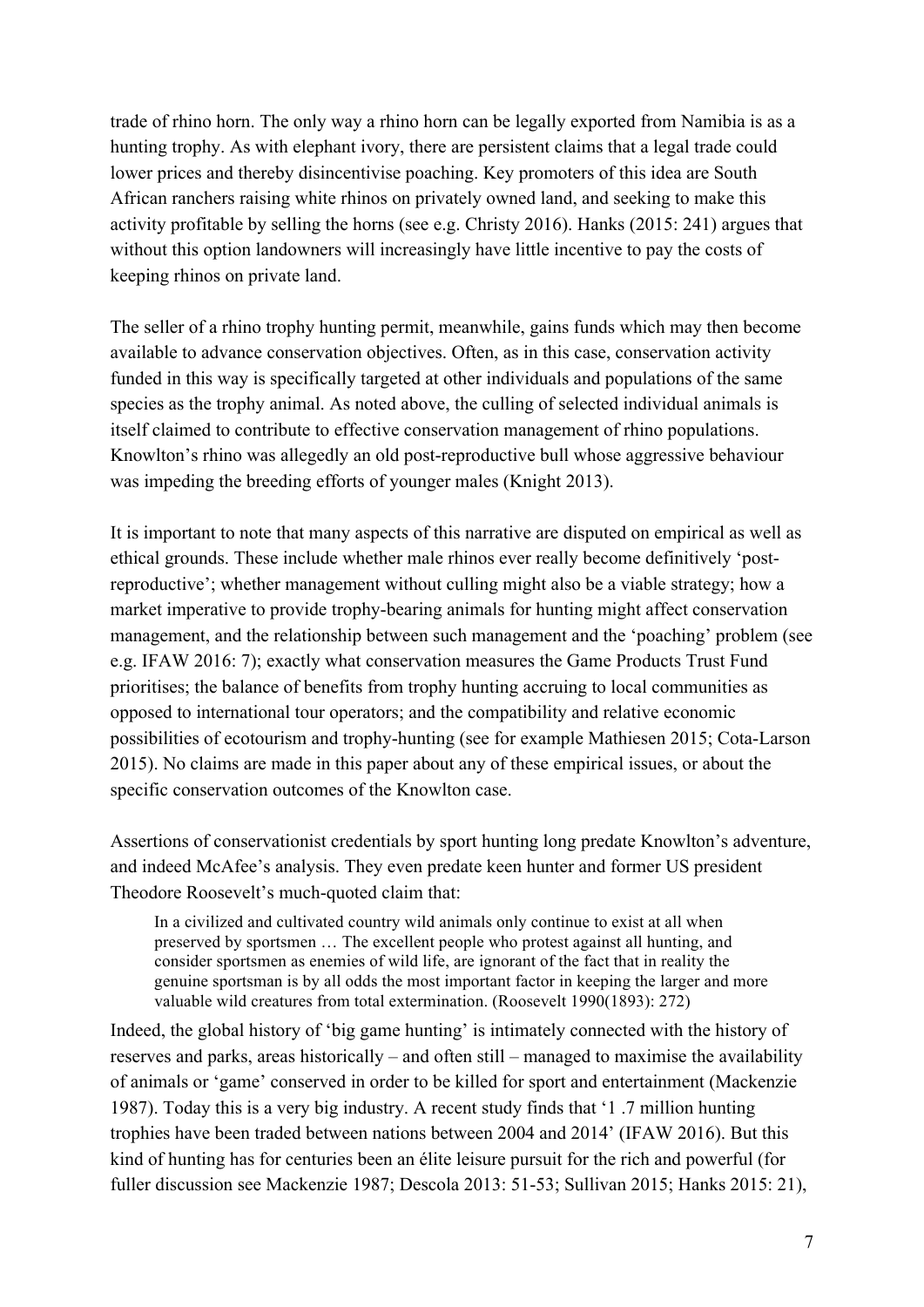trade of rhino horn. The only way a rhino horn can be legally exported from Namibia is as a hunting trophy. As with elephant ivory, there are persistent claims that a legal trade could lower prices and thereby disincentivise poaching. Key promoters of this idea are South African ranchers raising white rhinos on privately owned land, and seeking to make this activity profitable by selling the horns (see e.g. Christy 2016). Hanks (2015: 241) argues that without this option landowners will increasingly have little incentive to pay the costs of keeping rhinos on private land.

The seller of a rhino trophy hunting permit, meanwhile, gains funds which may then become available to advance conservation objectives. Often, as in this case, conservation activity funded in this way is specifically targeted at other individuals and populations of the same species as the trophy animal. As noted above, the culling of selected individual animals is itself claimed to contribute to effective conservation management of rhino populations. Knowlton's rhino was allegedly an old post-reproductive bull whose aggressive behaviour was impeding the breeding efforts of younger males (Knight 2013).

It is important to note that many aspects of this narrative are disputed on empirical as well as ethical grounds. These include whether male rhinos ever really become definitively 'post-reproductive'; whether management without culling might also be a viable strategy; how a market imperative to provide trophy-bearing animals for hunting might affect conservation management, and the relationship between such management and the 'poaching' problem (see e.g. IFAW 2016: 7); exactly what conservation measures the Game Products Trust Fund prioritises; the balance of benefits from trophy hunting accruing to local communities as opposed to international tour operators; and the compatibility and relative economic possibilities of ecotourism and trophy-hunting (see for example Mathiesen 2015; Cota-Larson 2015). No claims are made in this paper about any of these empirical issues, or about the specific conservation outcomes of the Knowlton case.

Assertions of conservationist credentials by sport hunting long predate Knowlton's adventure, and indeed McAfee's analysis. They even predate keen hunter and former US president Theodore Roosevelt's much-quoted claim that:

> In a civilized and cultivated country wild animals only continue to exist at all when preserved by sportsmen … The excellent people who protest against all hunting, and consider sportsmen as enemies of wild life, are ignorant of the fact that in reality the genuine sportsman is by all odds the most important factor in keeping the larger and more valuable wild creatures from total extermination. (Roosevelt 1990(1893): 272)

Indeed, the global history of 'big game hunting' is intimately connected with the history of reserves and parks, areas historically – and often still – managed to maximise the availability of animals or 'game' conserved in order to be killed for sport and entertainment (Mackenzie 1987). Today this is a very big industry. A recent study finds that '1 .7 million hunting trophies have been traded between nations between 2004 and 2014' (IFAW 2016). But this kind of hunting has for centuries been an élite leisure pursuit for the rich and powerful (for fuller discussion see Mackenzie 1987; Descola 2013: 51-53; Sullivan 2015; Hanks 2015: 21),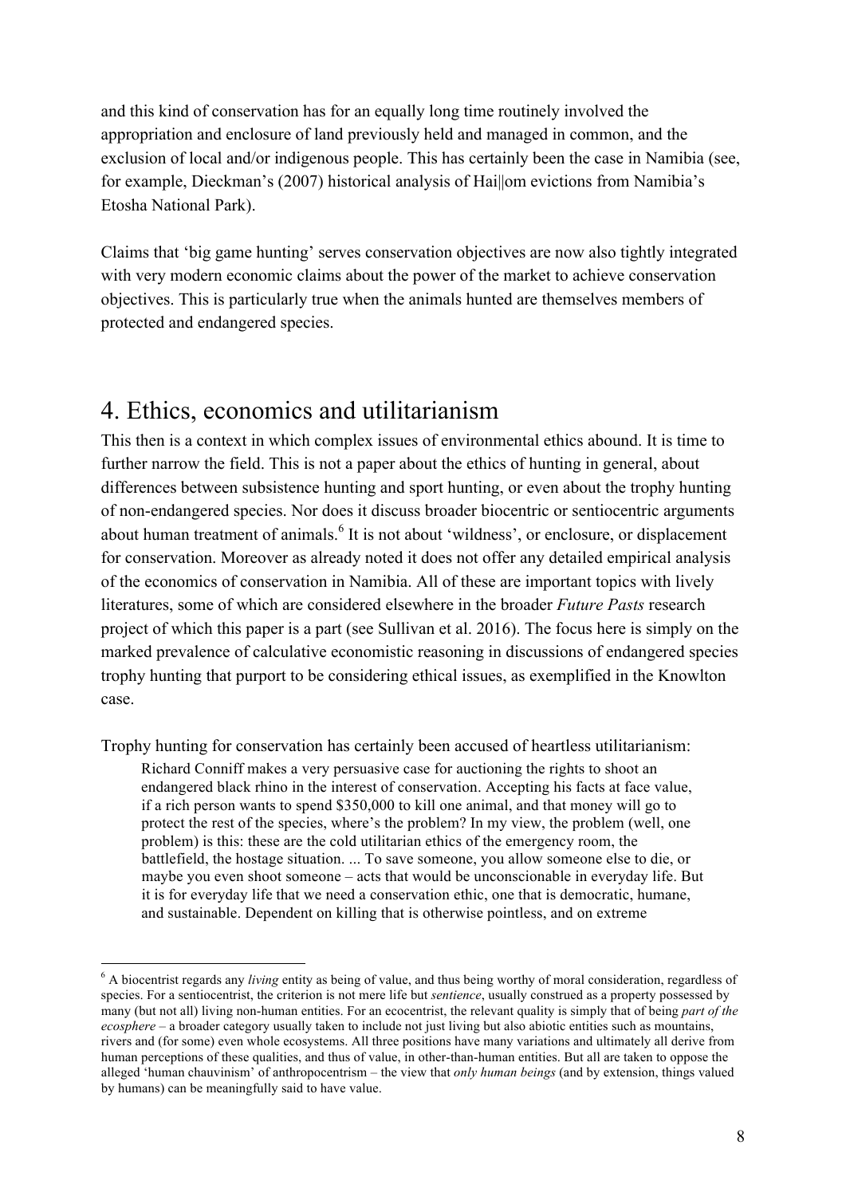and this kind of conservation has for an equally long time routinely involved the appropriation and enclosure of land previously held and managed in common, and the exclusion of local and/or indigenous people. This has certainly been the case in Namibia (see, for example, Dieckman's (2007) historical analysis of Hai||om evictions from Namibia's Etosha National Park).

Claims that 'big game hunting' serves conservation objectives are now also tightly integrated with very modern economic claims about the power of the market to achieve conservation objectives. This is particularly true when the animals hunted are themselves members of protected and endangered species.

# 4. Ethics, economics and utilitarianism

This then is a context in which complex issues of environmental ethics abound. It is time to further narrow the field. This is not a paper about the ethics of hunting in general, about differences between subsistence hunting and sport hunting, or even about the trophy hunting of non-endangered species. Nor does it discuss broader biocentric or sentiocentric arguments about human treatment of animals.[6] It is not about 'wildness', or enclosure, or displacement for conservation. Moreover as already noted it does not offer any detailed empirical analysis of the economics of conservation in Namibia. All of these are important topics with lively literatures, some of which are considered elsewhere in the broader *Future Pasts* research project of which this paper is a part (see Sullivan et al. 2016). The focus here is simply on the marked prevalence of calculative economistic reasoning in discussions of endangered species trophy hunting that purport to be considering ethical issues, as exemplified in the Knowlton case.

Trophy hunting for conservation has certainly been accused of heartless utilitarianism:

> Richard Conniff makes a very persuasive case for auctioning the rights to shoot an endangered black rhino in the interest of conservation. Accepting his facts at face value, if a rich person wants to spend $350,000 to kill one animal, and that money will go to protect the rest of the species, where's the problem? In my view, the problem (well, one problem) is this: these are the cold utilitarian ethics of the emergency room, the battlefield, the hostage situation. ... To save someone, you allow someone else to die, or maybe you even shoot someone – acts that would be unconscionable in everyday life. But it is for everyday life that we need a conservation ethic, one that is democratic, humane, and sustainable. Dependent on killing that is otherwise pointless, and on extreme

---

[6] A biocentrist regards any *living* entity as being of value, and thus being worthy of moral consideration, regardless of species. For a sentiocentrist, the criterion is not mere life but *sentience*, usually construed as a property possessed by many (but not all) living non-human entities. For an ecocentrist, the relevant quality is simply that of being *part of the ecosphere* – a broader category usually taken to include not just living but also abiotic entities such as mountains, rivers and (for some) even whole ecosystems. All three positions have many variations and ultimately all derive from human perceptions of these qualities, and thus of value, in other-than-human entities. But all are taken to oppose the alleged 'human chauvinism' of anthropocentrism – the view that *only human beings* (and by extension, things valued by humans) can be meaningfully said to have value.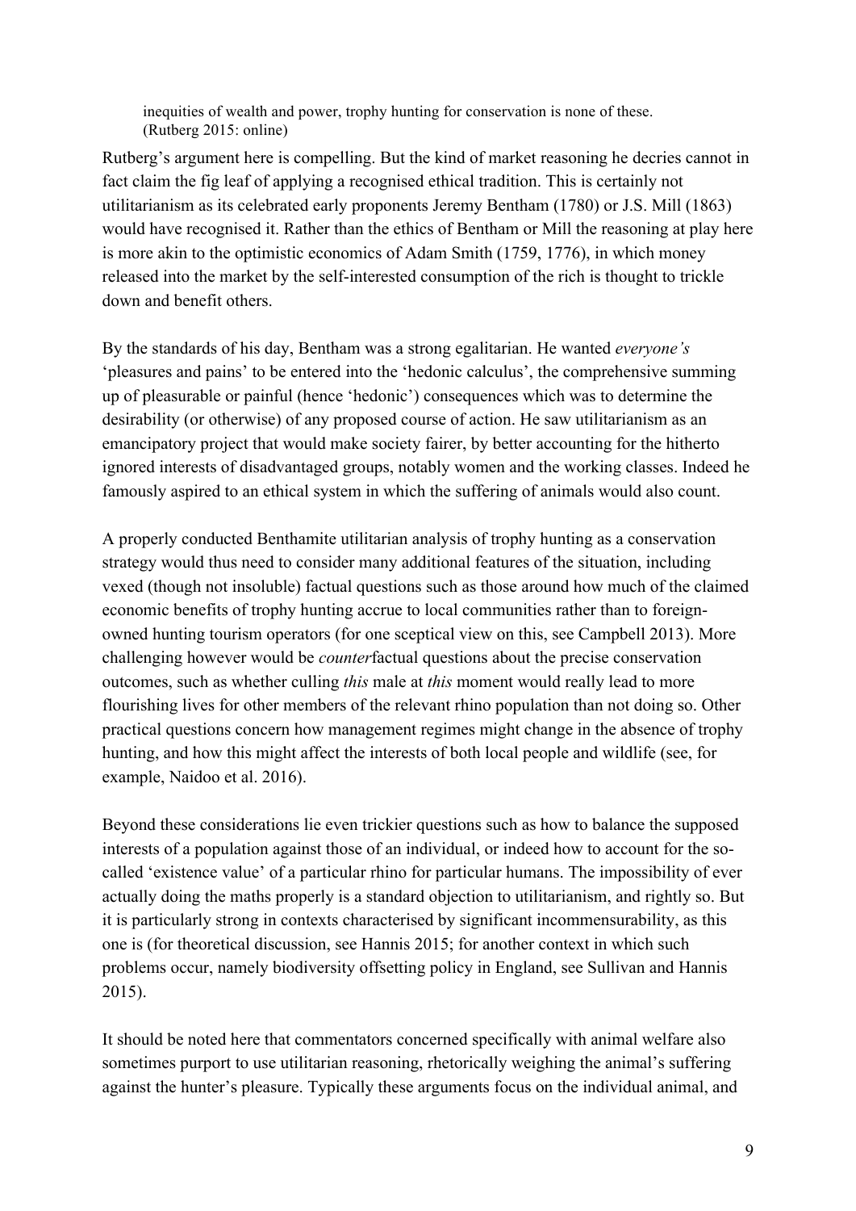> inequities of wealth and power, trophy hunting for conservation is none of these. (Rutberg 2015: online)

Rutberg's argument here is compelling. But the kind of market reasoning he decries cannot in fact claim the fig leaf of applying a recognised ethical tradition. This is certainly not utilitarianism as its celebrated early proponents Jeremy Bentham (1780) or J.S. Mill (1863) would have recognised it. Rather than the ethics of Bentham or Mill the reasoning at play here is more akin to the optimistic economics of Adam Smith (1759, 1776), in which money released into the market by the self-interested consumption of the rich is thought to trickle down and benefit others.

By the standards of his day, Bentham was a strong egalitarian. He wanted *everyone's* 'pleasures and pains' to be entered into the 'hedonic calculus', the comprehensive summing up of pleasurable or painful (hence 'hedonic') consequences which was to determine the desirability (or otherwise) of any proposed course of action. He saw utilitarianism as an emancipatory project that would make society fairer, by better accounting for the hitherto ignored interests of disadvantaged groups, notably women and the working classes. Indeed he famously aspired to an ethical system in which the suffering of animals would also count.

A properly conducted Benthamite utilitarian analysis of trophy hunting as a conservation strategy would thus need to consider many additional features of the situation, including vexed (though not insoluble) factual questions such as those around how much of the claimed economic benefits of trophy hunting accrue to local communities rather than to foreign-owned hunting tourism operators (for one sceptical view on this, see Campbell 2013). More challenging however would be *counter*factual questions about the precise conservation outcomes, such as whether culling *this* male at *this* moment would really lead to more flourishing lives for other members of the relevant rhino population than not doing so. Other practical questions concern how management regimes might change in the absence of trophy hunting, and how this might affect the interests of both local people and wildlife (see, for example, Naidoo et al. 2016).

Beyond these considerations lie even trickier questions such as how to balance the supposed interests of a population against those of an individual, or indeed how to account for the so-called 'existence value' of a particular rhino for particular humans. The impossibility of ever actually doing the maths properly is a standard objection to utilitarianism, and rightly so. But it is particularly strong in contexts characterised by significant incommensurability, as this one is (for theoretical discussion, see Hannis 2015; for another context in which such problems occur, namely biodiversity offsetting policy in England, see Sullivan and Hannis 2015).

It should be noted here that commentators concerned specifically with animal welfare also sometimes purport to use utilitarian reasoning, rhetorically weighing the animal's suffering against the hunter's pleasure. Typically these arguments focus on the individual animal, and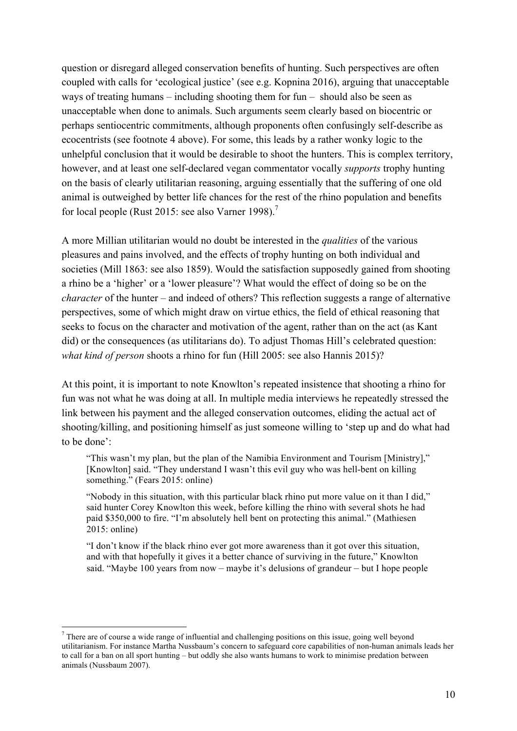question or disregard alleged conservation benefits of hunting. Such perspectives are often coupled with calls for 'ecological justice' (see e.g. Kopnina 2016), arguing that unacceptable ways of treating humans – including shooting them for fun – should also be seen as unacceptable when done to animals. Such arguments seem clearly based on biocentric or perhaps sentiocentric commitments, although proponents often confusingly self-describe as ecocentrists (see footnote 4 above). For some, this leads by a rather wonky logic to the unhelpful conclusion that it would be desirable to shoot the hunters. This is complex territory, however, and at least one self-declared vegan commentator vocally *supports* trophy hunting on the basis of clearly utilitarian reasoning, arguing essentially that the suffering of one old animal is outweighed by better life chances for the rest of the rhino population and benefits for local people (Rust 2015: see also Varner 1998).[7]

A more Millian utilitarian would no doubt be interested in the *qualities* of the various pleasures and pains involved, and the effects of trophy hunting on both individual and societies (Mill 1863: see also 1859). Would the satisfaction supposedly gained from shooting a rhino be a 'higher' or a 'lower pleasure'? What would the effect of doing so be on the *character* of the hunter – and indeed of others? This reflection suggests a range of alternative perspectives, some of which might draw on virtue ethics, the field of ethical reasoning that seeks to focus on the character and motivation of the agent, rather than on the act (as Kant did) or the consequences (as utilitarians do). To adjust Thomas Hill's celebrated question: *what kind of person* shoots a rhino for fun (Hill 2005: see also Hannis 2015)?

At this point, it is important to note Knowlton's repeated insistence that shooting a rhino for fun was not what he was doing at all. In multiple media interviews he repeatedly stressed the link between his payment and the alleged conservation outcomes, eliding the actual act of shooting/killing, and positioning himself as just someone willing to 'step up and do what had to be done':

> "This wasn't my plan, but the plan of the Namibia Environment and Tourism [Ministry]," [Knowlton] said. "They understand I wasn't this evil guy who was hell-bent on killing something." (Fears 2015: online)
>
> "Nobody in this situation, with this particular black rhino put more value on it than I did," said hunter Corey Knowlton this week, before killing the rhino with several shots he had paid $350,000 to fire. "I'm absolutely hell bent on protecting this animal." (Mathiesen 2015: online)
>
> "I don't know if the black rhino ever got more awareness than it got over this situation, and with that hopefully it gives it a better chance of surviving in the future," Knowlton said. "Maybe 100 years from now – maybe it's delusions of grandeur – but I hope people

[7] There are of course a wide range of influential and challenging positions on this issue, going well beyond utilitarianism. For instance Martha Nussbaum's concern to safeguard core capabilities of non-human animals leads her to call for a ban on all sport hunting – but oddly she also wants humans to work to minimise predation between animals (Nussbaum 2007).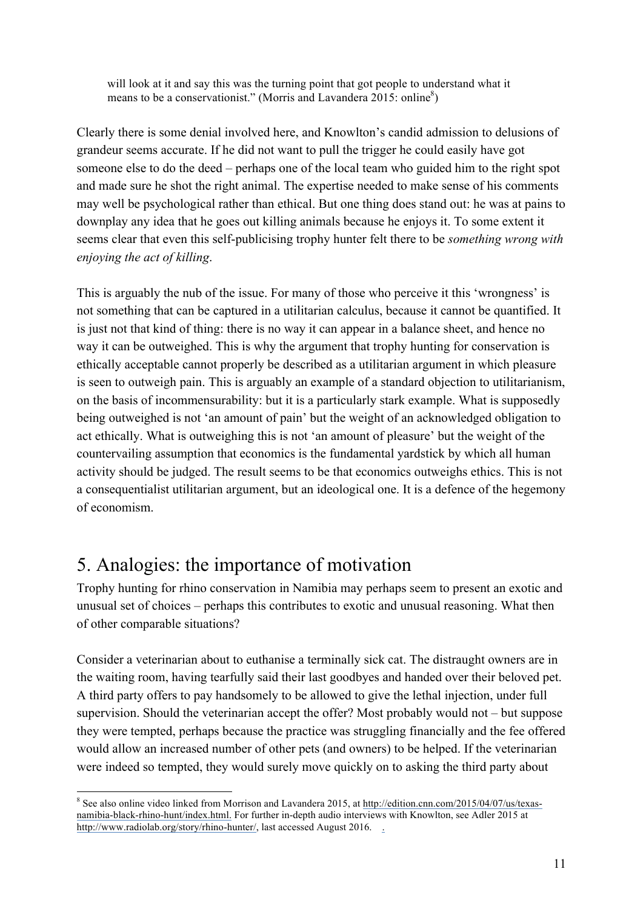> will look at it and say this was the turning point that got people to understand what it means to be a conservationist." (Morris and Lavandera 2015: online[8])

Clearly there is some denial involved here, and Knowlton's candid admission to delusions of grandeur seems accurate. If he did not want to pull the trigger he could easily have got someone else to do the deed – perhaps one of the local team who guided him to the right spot and made sure he shot the right animal. The expertise needed to make sense of his comments may well be psychological rather than ethical. But one thing does stand out: he was at pains to downplay any idea that he goes out killing animals because he enjoys it. To some extent it seems clear that even this self-publicising trophy hunter felt there to be *something wrong with enjoying the act of killing*.

This is arguably the nub of the issue. For many of those who perceive it this 'wrongness' is not something that can be captured in a utilitarian calculus, because it cannot be quantified. It is just not that kind of thing: there is no way it can appear in a balance sheet, and hence no way it can be outweighed. This is why the argument that trophy hunting for conservation is ethically acceptable cannot properly be described as a utilitarian argument in which pleasure is seen to outweigh pain. This is arguably an example of a standard objection to utilitarianism, on the basis of incommensurability: but it is a particularly stark example. What is supposedly being outweighed is not 'an amount of pain' but the weight of an acknowledged obligation to act ethically. What is outweighing this is not 'an amount of pleasure' but the weight of the countervailing assumption that economics is the fundamental yardstick by which all human activity should be judged. The result seems to be that economics outweighs ethics. This is not a consequentialist utilitarian argument, but an ideological one. It is a defence of the hegemony of economism.

# 5. Analogies: the importance of motivation

Trophy hunting for rhino conservation in Namibia may perhaps seem to present an exotic and unusual set of choices – perhaps this contributes to exotic and unusual reasoning. What then of other comparable situations?

Consider a veterinarian about to euthanise a terminally sick cat. The distraught owners are in the waiting room, having tearfully said their last goodbyes and handed over their beloved pet. A third party offers to pay handsomely to be allowed to give the lethal injection, under full supervision. Should the veterinarian accept the offer? Most probably would not – but suppose they were tempted, perhaps because the practice was struggling financially and the fee offered would allow an increased number of other pets (and owners) to be helped. If the veterinarian were indeed so tempted, they would surely move quickly on to asking the third party about

---

[8] See also online video linked from Morrison and Lavandera 2015, at http://edition.cnn.com/2015/04/07/us/texas-namibia-black-rhino-hunt/index.html. For further in-depth audio interviews with Knowlton, see Adler 2015 at http://www.radiolab.org/story/rhino-hunter/, last accessed August 2016.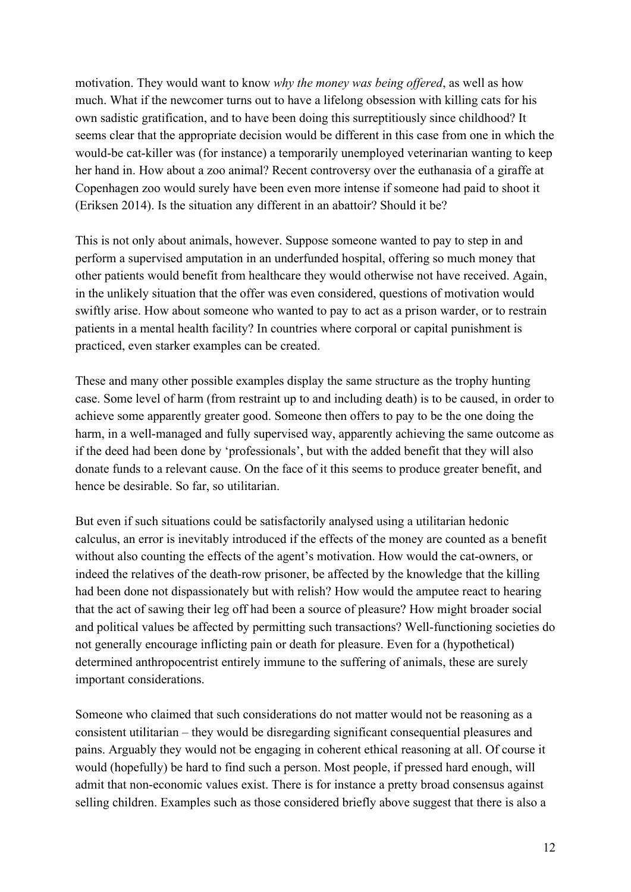motivation. They would want to know *why the money was being offered*, as well as how much. What if the newcomer turns out to have a lifelong obsession with killing cats for his own sadistic gratification, and to have been doing this surreptitiously since childhood? It seems clear that the appropriate decision would be different in this case from one in which the would-be cat-killer was (for instance) a temporarily unemployed veterinarian wanting to keep her hand in. How about a zoo animal? Recent controversy over the euthanasia of a giraffe at Copenhagen zoo would surely have been even more intense if someone had paid to shoot it (Eriksen 2014). Is the situation any different in an abattoir? Should it be?

This is not only about animals, however. Suppose someone wanted to pay to step in and perform a supervised amputation in an underfunded hospital, offering so much money that other patients would benefit from healthcare they would otherwise not have received. Again, in the unlikely situation that the offer was even considered, questions of motivation would swiftly arise. How about someone who wanted to pay to act as a prison warder, or to restrain patients in a mental health facility? In countries where corporal or capital punishment is practiced, even starker examples can be created.

These and many other possible examples display the same structure as the trophy hunting case. Some level of harm (from restraint up to and including death) is to be caused, in order to achieve some apparently greater good. Someone then offers to pay to be the one doing the harm, in a well-managed and fully supervised way, apparently achieving the same outcome as if the deed had been done by 'professionals', but with the added benefit that they will also donate funds to a relevant cause. On the face of it this seems to produce greater benefit, and hence be desirable. So far, so utilitarian.

But even if such situations could be satisfactorily analysed using a utilitarian hedonic calculus, an error is inevitably introduced if the effects of the money are counted as a benefit without also counting the effects of the agent's motivation. How would the cat-owners, or indeed the relatives of the death-row prisoner, be affected by the knowledge that the killing had been done not dispassionately but with relish? How would the amputee react to hearing that the act of sawing their leg off had been a source of pleasure? How might broader social and political values be affected by permitting such transactions? Well-functioning societies do not generally encourage inflicting pain or death for pleasure. Even for a (hypothetical) determined anthropocentrist entirely immune to the suffering of animals, these are surely important considerations.

Someone who claimed that such considerations do not matter would not be reasoning as a consistent utilitarian – they would be disregarding significant consequential pleasures and pains. Arguably they would not be engaging in coherent ethical reasoning at all. Of course it would (hopefully) be hard to find such a person. Most people, if pressed hard enough, will admit that non-economic values exist. There is for instance a pretty broad consensus against selling children. Examples such as those considered briefly above suggest that there is also a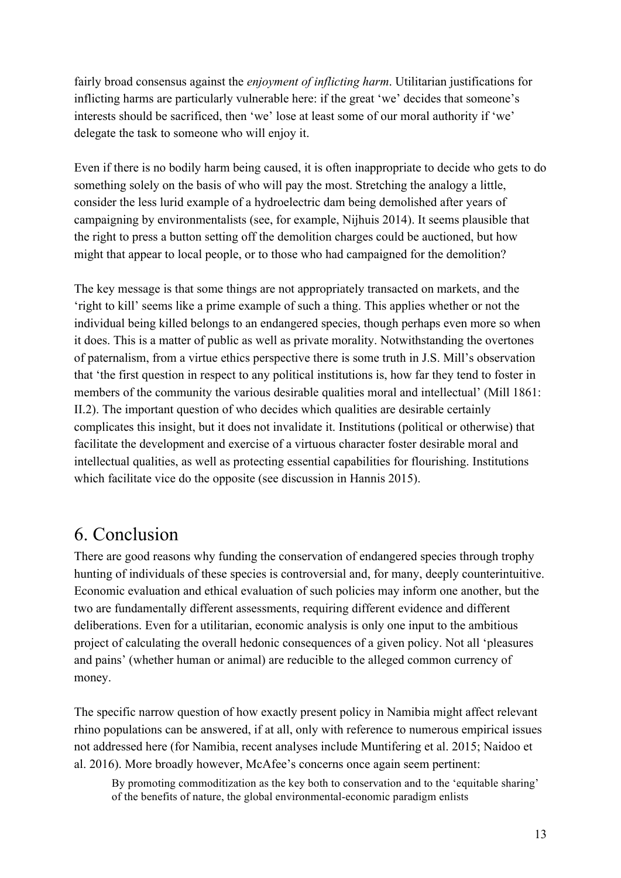fairly broad consensus against the *enjoyment of inflicting harm*. Utilitarian justifications for inflicting harms are particularly vulnerable here: if the great 'we' decides that someone's interests should be sacrificed, then 'we' lose at least some of our moral authority if 'we' delegate the task to someone who will enjoy it.

Even if there is no bodily harm being caused, it is often inappropriate to decide who gets to do something solely on the basis of who will pay the most. Stretching the analogy a little, consider the less lurid example of a hydroelectric dam being demolished after years of campaigning by environmentalists (see, for example, Nijhuis 2014). It seems plausible that the right to press a button setting off the demolition charges could be auctioned, but how might that appear to local people, or to those who had campaigned for the demolition?

The key message is that some things are not appropriately transacted on markets, and the 'right to kill' seems like a prime example of such a thing. This applies whether or not the individual being killed belongs to an endangered species, though perhaps even more so when it does. This is a matter of public as well as private morality. Notwithstanding the overtones of paternalism, from a virtue ethics perspective there is some truth in J.S. Mill's observation that 'the first question in respect to any political institutions is, how far they tend to foster in members of the community the various desirable qualities moral and intellectual' (Mill 1861: II.2). The important question of who decides which qualities are desirable certainly complicates this insight, but it does not invalidate it. Institutions (political or otherwise) that facilitate the development and exercise of a virtuous character foster desirable moral and intellectual qualities, as well as protecting essential capabilities for flourishing. Institutions which facilitate vice do the opposite (see discussion in Hannis 2015).

# 6. Conclusion

There are good reasons why funding the conservation of endangered species through trophy hunting of individuals of these species is controversial and, for many, deeply counterintuitive. Economic evaluation and ethical evaluation of such policies may inform one another, but the two are fundamentally different assessments, requiring different evidence and different deliberations. Even for a utilitarian, economic analysis is only one input to the ambitious project of calculating the overall hedonic consequences of a given policy. Not all 'pleasures and pains' (whether human or animal) are reducible to the alleged common currency of money.

The specific narrow question of how exactly present policy in Namibia might affect relevant rhino populations can be answered, if at all, only with reference to numerous empirical issues not addressed here (for Namibia, recent analyses include Muntifering et al. 2015; Naidoo et al. 2016). More broadly however, McAfee's concerns once again seem pertinent:

> By promoting commoditization as the key both to conservation and to the 'equitable sharing' of the benefits of nature, the global environmental-economic paradigm enlists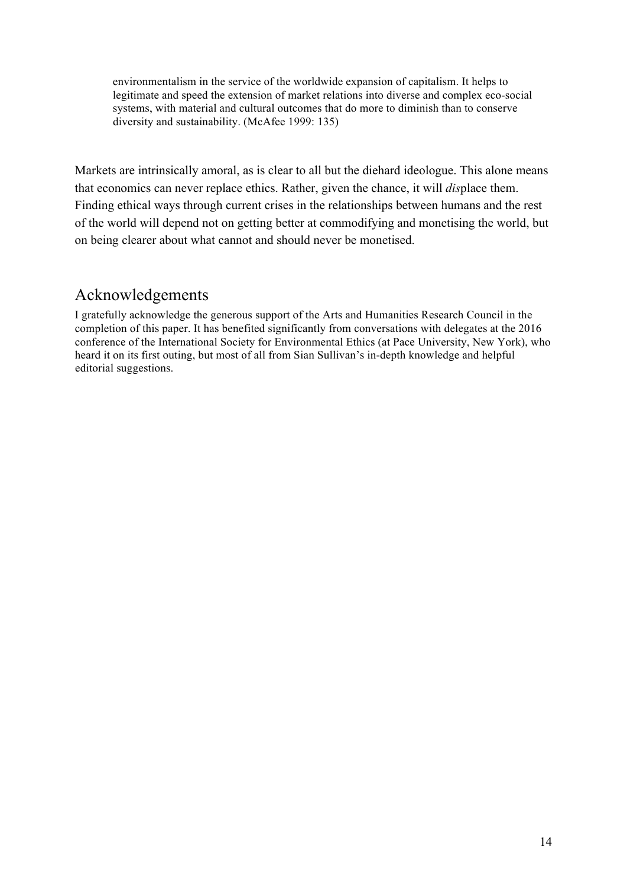> environmentalism in the service of the worldwide expansion of capitalism. It helps to legitimate and speed the extension of market relations into diverse and complex eco-social systems, with material and cultural outcomes that do more to diminish than to conserve diversity and sustainability. (McAfee 1999: 135)

Markets are intrinsically amoral, as is clear to all but the diehard ideologue. This alone means that economics can never replace ethics. Rather, given the chance, it will *dis*place them. Finding ethical ways through current crises in the relationships between humans and the rest of the world will depend not on getting better at commodifying and monetising the world, but on being clearer about what cannot and should never be monetised.

## Acknowledgements

I gratefully acknowledge the generous support of the Arts and Humanities Research Council in the completion of this paper. It has benefited significantly from conversations with delegates at the 2016 conference of the International Society for Environmental Ethics (at Pace University, New York), who heard it on its first outing, but most of all from Sian Sullivan's in-depth knowledge and helpful editorial suggestions.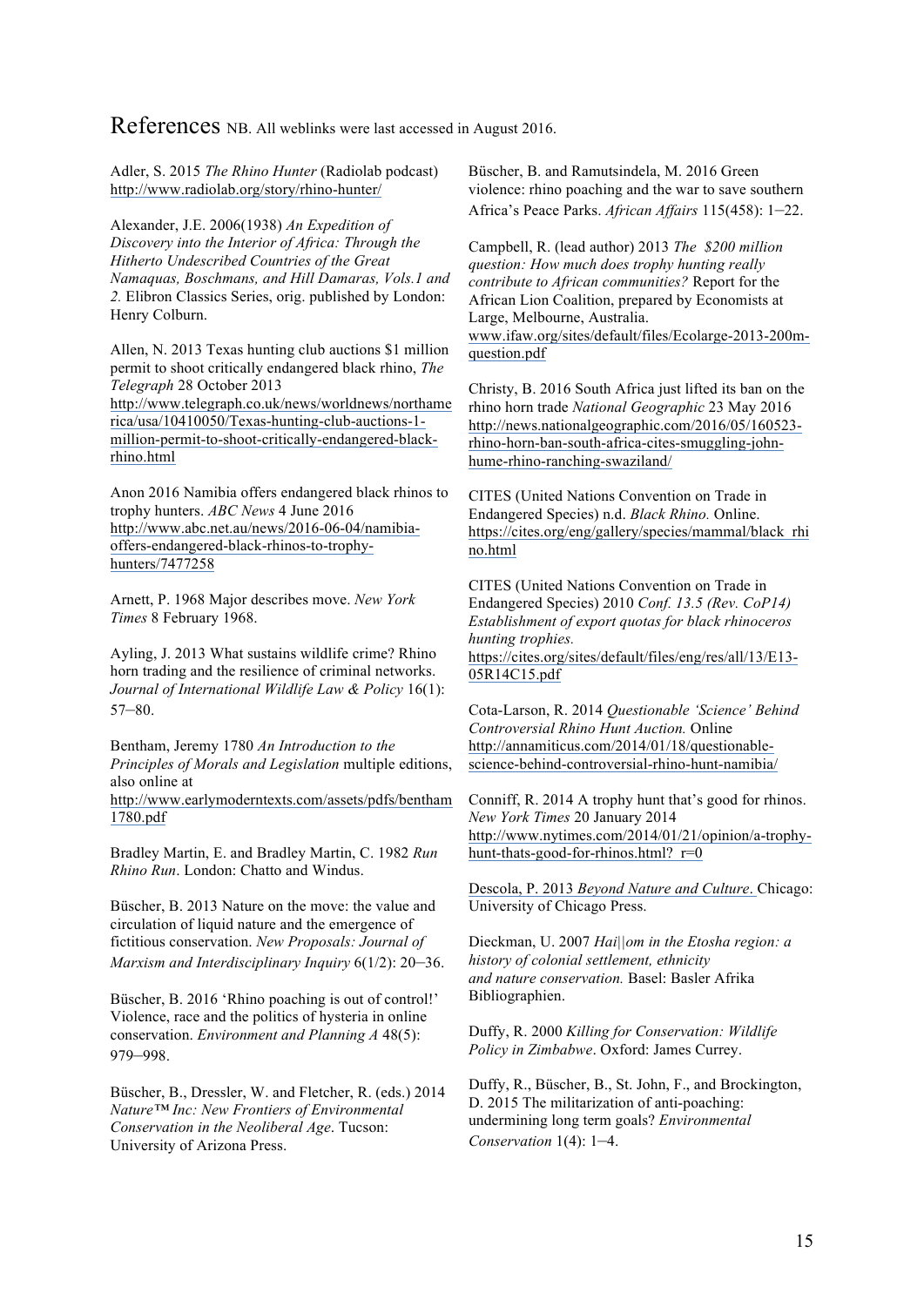# References

NB. All weblinks were last accessed in August 2016.

Adler, S. 2015 *The Rhino Hunter* (Radiolab podcast) http://www.radiolab.org/story/rhino-hunter/

Alexander, J.E. 2006(1938) *An Expedition of Discovery into the Interior of Africa: Through the Hitherto Undescribed Countries of the Great Namaquas, Boschmans, and Hill Damaras, Vols.1 and 2.* Elibron Classics Series, orig. published by London: Henry Colburn.

Allen, N. 2013 Texas hunting club auctions $1 million permit to shoot critically endangered black rhino, *The Telegraph* 28 October 2013 http://www.telegraph.co.uk/news/worldnews/northamerica/usa/10410050/Texas-hunting-club-auctions-1-million-permit-to-shoot-critically-endangered-black-rhino.html

Anon 2016 Namibia offers endangered black rhinos to trophy hunters. *ABC News* 4 June 2016 http://www.abc.net.au/news/2016-06-04/namibia-offers-endangered-black-rhinos-to-trophy-hunters/7477258

Arnett, P. 1968 Major describes move. *New York Times* 8 February 1968.

Ayling, J. 2013 What sustains wildlife crime? Rhino horn trading and the resilience of criminal networks. *Journal of International Wildlife Law & Policy* 16(1): 57–80.

Bentham, Jeremy 1780 *An Introduction to the Principles of Morals and Legislation* multiple editions, also online at http://www.earlymoderntexts.com/assets/pdfs/bentham1780.pdf

Bradley Martin, E. and Bradley Martin, C. 1982 *Run Rhino Run*. London: Chatto and Windus.

Büscher, B. 2013 Nature on the move: the value and circulation of liquid nature and the emergence of fictitious conservation. *New Proposals: Journal of Marxism and Interdisciplinary Inquiry* 6(1/2): 20–36.

Büscher, B. 2016 'Rhino poaching is out of control!' Violence, race and the politics of hysteria in online conservation. *Environment and Planning A* 48(5): 979–998.

Büscher, B., Dressler, W. and Fletcher, R. (eds.) 2014 *Nature™ Inc: New Frontiers of Environmental Conservation in the Neoliberal Age*. Tucson: University of Arizona Press.

Büscher, B. and Ramutsindela, M. 2016 Green violence: rhino poaching and the war to save southern Africa's Peace Parks. *African Affairs* 115(458): 1–22.

Campbell, R. (lead author) 2013 *The $200 million question: How much does trophy hunting really contribute to African communities?* Report for the African Lion Coalition, prepared by Economists at Large, Melbourne, Australia. www.ifaw.org/sites/default/files/Ecolarge-2013-200m-question.pdf

Christy, B. 2016 South Africa just lifted its ban on the rhino horn trade *National Geographic* 23 May 2016 http://news.nationalgeographic.com/2016/05/160523-rhino-horn-ban-south-africa-cites-smuggling-john-hume-rhino-ranching-swaziland/

CITES (United Nations Convention on Trade in Endangered Species) n.d. *Black Rhino.* Online. https://cites.org/eng/gallery/species/mammal/black_rhino.html

CITES (United Nations Convention on Trade in Endangered Species) 2010 *Conf. 13.5 (Rev. CoP14) Establishment of export quotas for black rhinoceros hunting trophies.* https://cites.org/sites/default/files/eng/res/all/13/E13-05R14C15.pdf

Cota-Larson, R. 2014 *Questionable 'Science' Behind Controversial Rhino Hunt Auction.* Online http://annamiticus.com/2014/01/18/questionable-science-behind-controversial-rhino-hunt-namibia/

Conniff, R. 2014 A trophy hunt that's good for rhinos. *New York Times* 20 January 2014 http://www.nytimes.com/2014/01/21/opinion/a-trophy-hunt-thats-good-for-rhinos.html?_r=0

Descola, P. 2013 *Beyond Nature and Culture*. Chicago: University of Chicago Press.

Dieckman, U. 2007 *Hai||om in the Etosha region: a history of colonial settlement, ethnicity and nature conservation.* Basel: Basler Afrika Bibliographien.

Duffy, R. 2000 *Killing for Conservation: Wildlife Policy in Zimbabwe*. Oxford: James Currey.

Duffy, R., Büscher, B., St. John, F., and Brockington, D. 2015 The militarization of anti-poaching: undermining long term goals? *Environmental Conservation* 1(4): 1–4.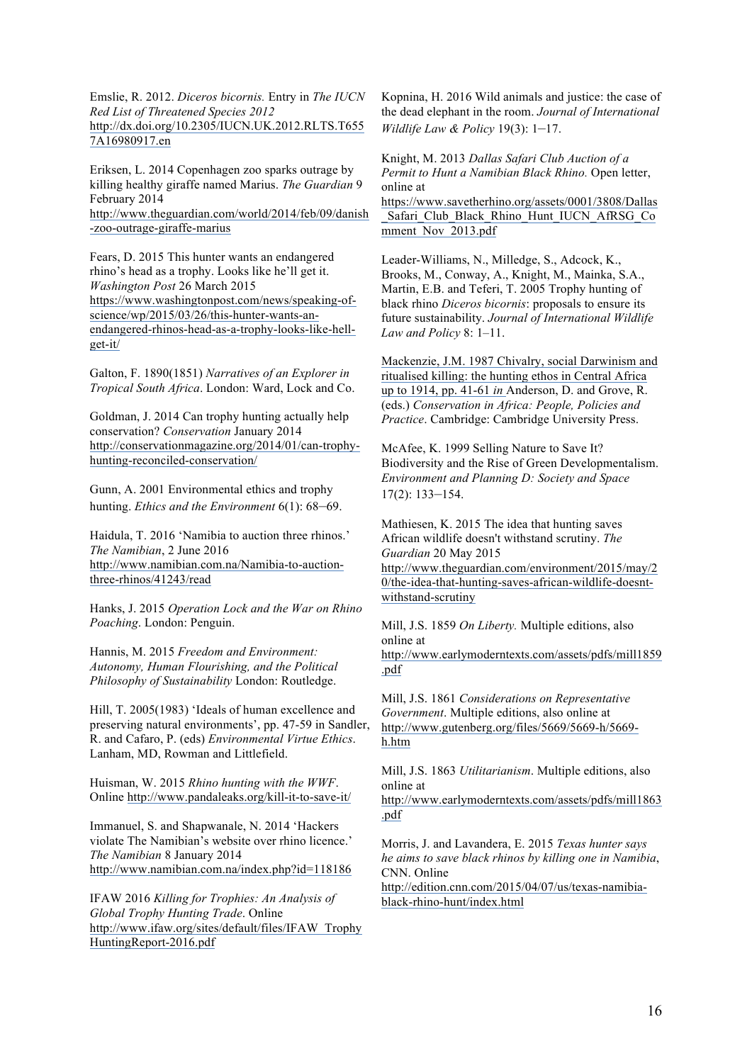Emslie, R. 2012. *Diceros bicornis.* Entry in *The IUCN Red List of Threatened Species 2012* http://dx.doi.org/10.2305/IUCN.UK.2012.RLTS.T6557A16980917.en

Eriksen, L. 2014 Copenhagen zoo sparks outrage by killing healthy giraffe named Marius. *The Guardian* 9 February 2014 http://www.theguardian.com/world/2014/feb/09/danish-zoo-outrage-giraffe-marius

Fears, D. 2015 This hunter wants an endangered rhino's head as a trophy. Looks like he'll get it. *Washington Post* 26 March 2015 https://www.washingtonpost.com/news/speaking-of-science/wp/2015/03/26/this-hunter-wants-an-endangered-rhinos-head-as-a-trophy-looks-like-hell-get-it/

Galton, F. 1890(1851) *Narratives of an Explorer in Tropical South Africa*. London: Ward, Lock and Co.

Goldman, J. 2014 Can trophy hunting actually help conservation? *Conservation* January 2014 http://conservationmagazine.org/2014/01/can-trophy-hunting-reconciled-conservation/

Gunn, A. 2001 Environmental ethics and trophy hunting. *Ethics and the Environment* 6(1): 68–69.

Haidula, T. 2016 'Namibia to auction three rhinos.' *The Namibian*, 2 June 2016 http://www.namibian.com.na/Namibia-to-auction-three-rhinos/41243/read

Hanks, J. 2015 *Operation Lock and the War on Rhino Poaching*. London: Penguin.

Hannis, M. 2015 *Freedom and Environment: Autonomy, Human Flourishing, and the Political Philosophy of Sustainability* London: Routledge.

Hill, T. 2005(1983) 'Ideals of human excellence and preserving natural environments', pp. 47-59 in Sandler, R. and Cafaro, P. (eds) *Environmental Virtue Ethics*. Lanham, MD, Rowman and Littlefield.

Huisman, W. 2015 *Rhino hunting with the WWF*. Online http://www.pandaleaks.org/kill-it-to-save-it/

Immanuel, S. and Shapwanale, N. 2014 'Hackers violate The Namibian's website over rhino licence.' *The Namibian* 8 January 2014 http://www.namibian.com.na/index.php?id=118186

IFAW 2016 *Killing for Trophies: An Analysis of Global Trophy Hunting Trade*. Online http://www.ifaw.org/sites/default/files/IFAW_TrophyHuntingReport-2016.pdf

Kopnina, H. 2016 Wild animals and justice: the case of the dead elephant in the room. *Journal of International Wildlife Law & Policy* 19(3): 1–17.

Knight, M. 2013 *Dallas Safari Club Auction of a Permit to Hunt a Namibian Black Rhino.* Open letter, online at https://www.savetherhino.org/assets/0001/3808/Dallas_Safari_Club_Black_Rhino_Hunt_IUCN_AfRSG_Comment_Nov_2013.pdf

Leader-Williams, N., Milledge, S., Adcock, K., Brooks, M., Conway, A., Knight, M., Mainka, S.A., Martin, E.B. and Teferi, T. 2005 Trophy hunting of black rhino *Diceros bicornis*: proposals to ensure its future sustainability. *Journal of International Wildlife Law and Policy* 8: 1–11.

Mackenzie, J.M. 1987 Chivalry, social Darwinism and ritualised killing: the hunting ethos in Central Africa up to 1914, pp. 41-61 *in* Anderson, D. and Grove, R. (eds.) *Conservation in Africa: People, Policies and Practice*. Cambridge: Cambridge University Press.

McAfee, K. 1999 Selling Nature to Save It? Biodiversity and the Rise of Green Developmentalism. *Environment and Planning D: Society and Space* 17(2): 133–154.

Mathiesen, K. 2015 The idea that hunting saves African wildlife doesn't withstand scrutiny. *The Guardian* 20 May 2015 http://www.theguardian.com/environment/2015/may/20/the-idea-that-hunting-saves-african-wildlife-doesnt-withstand-scrutiny

Mill, J.S. 1859 *On Liberty.* Multiple editions, also online at http://www.earlymoderntexts.com/assets/pdfs/mill1859.pdf

Mill, J.S. 1861 *Considerations on Representative Government*. Multiple editions, also online at http://www.gutenberg.org/files/5669/5669-h/5669-h.htm

Mill, J.S. 1863 *Utilitarianism*. Multiple editions, also online at http://www.earlymoderntexts.com/assets/pdfs/mill1863.pdf

Morris, J. and Lavandera, E. 2015 *Texas hunter says he aims to save black rhinos by killing one in Namibia*, CNN. Online http://edition.cnn.com/2015/04/07/us/texas-namibia-black-rhino-hunt/index.html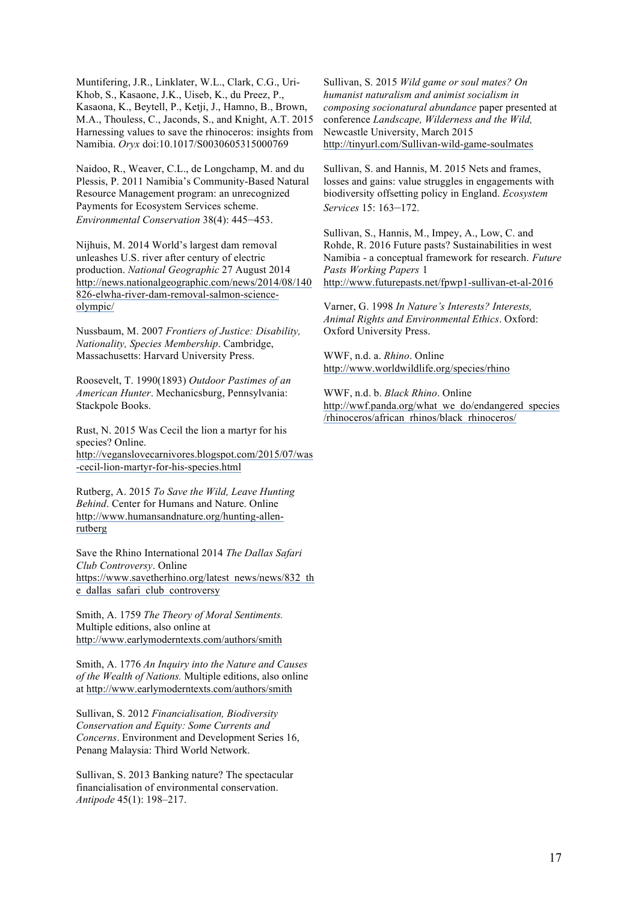Muntifering, J.R., Linklater, W.L., Clark, C.G., Uri-Khob, S., Kasaone, J.K., Uiseb, K., du Preez, P., Kasaona, K., Beytell, P., Ketji, J., Hamno, B., Brown, M.A., Thouless, C., Jaconds, S., and Knight, A.T. 2015 Harnessing values to save the rhinoceros: insights from Namibia. *Oryx* doi:10.1017/S0030605315000769

Naidoo, R., Weaver, C.L., de Longchamp, M. and du Plessis, P. 2011 Namibia's Community-Based Natural Resource Management program: an unrecognized Payments for Ecosystem Services scheme. *Environmental Conservation* 38(4): 445–453.

Nijhuis, M. 2014 World's largest dam removal unleashes U.S. river after century of electric production. *National Geographic* 27 August 2014 http://news.nationalgeographic.com/news/2014/08/140826-elwha-river-dam-removal-salmon-science-olympic/

Nussbaum, M. 2007 *Frontiers of Justice: Disability, Nationality, Species Membership*. Cambridge, Massachusetts: Harvard University Press.

Roosevelt, T. 1990(1893) *Outdoor Pastimes of an American Hunter*. Mechanicsburg, Pennsylvania: Stackpole Books.

Rust, N. 2015 Was Cecil the lion a martyr for his species? Online. http://veganslovecarnivores.blogspot.com/2015/07/was-cecil-lion-martyr-for-his-species.html

Rutberg, A. 2015 *To Save the Wild, Leave Hunting Behind*. Center for Humans and Nature. Online http://www.humansandnature.org/hunting-allen-rutberg

Save the Rhino International 2014 *The Dallas Safari Club Controversy*. Online https://www.savetherhino.org/latest_news/news/832_the_dallas_safari_club_controversy

Smith, A. 1759 *The Theory of Moral Sentiments.* Multiple editions, also online at http://www.earlymoderntexts.com/authors/smith

Smith, A. 1776 *An Inquiry into the Nature and Causes of the Wealth of Nations.* Multiple editions, also online at http://www.earlymoderntexts.com/authors/smith

Sullivan, S. 2012 *Financialisation, Biodiversity Conservation and Equity: Some Currents and Concerns*. Environment and Development Series 16, Penang Malaysia: Third World Network.

Sullivan, S. 2013 Banking nature? The spectacular financialisation of environmental conservation. *Antipode* 45(1): 198–217.

Sullivan, S. 2015 *Wild game or soul mates? On humanist naturalism and animist socialism in composing socionatural abundance* paper presented at conference *Landscape, Wilderness and the Wild,* Newcastle University, March 2015 http://tinyurl.com/Sullivan-wild-game-soulmates

Sullivan, S. and Hannis, M. 2015 Nets and frames, losses and gains: value struggles in engagements with biodiversity offsetting policy in England. *Ecosystem Services* 15: 163–172.

Sullivan, S., Hannis, M., Impey, A., Low, C. and Rohde, R. 2016 Future pasts? Sustainabilities in west Namibia - a conceptual framework for research. *Future Pasts Working Papers* 1 http://www.futurepasts.net/fpwp1-sullivan-et-al-2016

Varner, G. 1998 *In Nature's Interests? Interests, Animal Rights and Environmental Ethics*. Oxford: Oxford University Press.

WWF, n.d. a. *Rhino*. Online http://www.worldwildlife.org/species/rhino

WWF, n.d. b. *Black Rhino*. Online http://wwf.panda.org/what_we_do/endangered_species/rhinoceros/african_rhinos/black_rhinoceros/